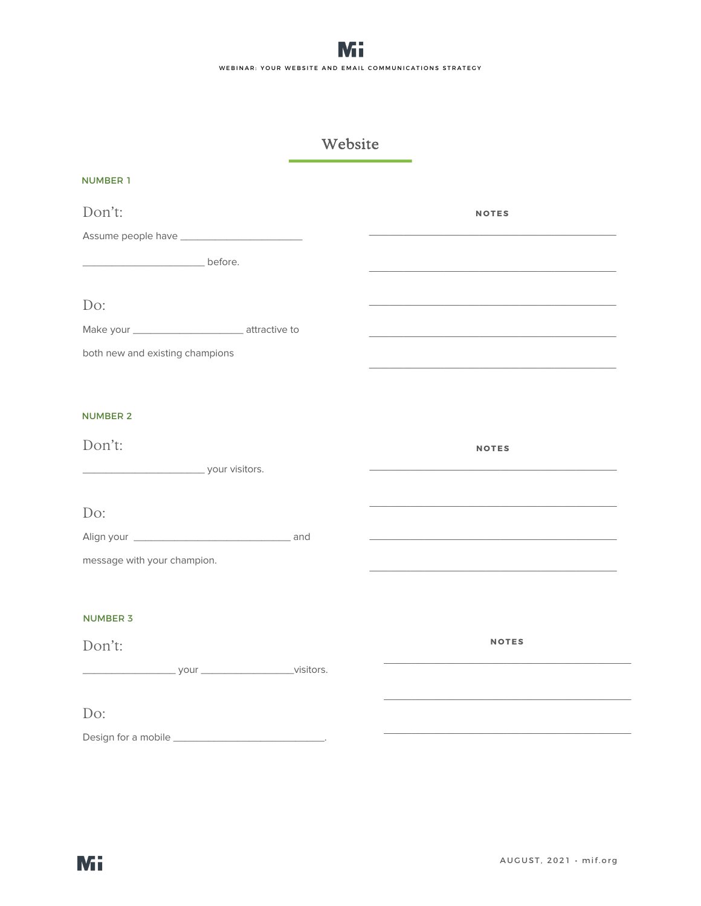# Website

## NUMBER 1

### Don't:

Assume people have ______________________ ______________________ before.

### Do:

Make your ____________________ attractive to both new and existing champions

**NOTES**

______________________________________________

______________________________________________

______________________________________________

______________________________________________

______________________________________________

## NUMBER 2

### Don't:

______________________ your visitors.

### Do:

Align your ____________________________ and message with your champion.

**NOTES**

______________________________________________

______________________________________________

______________________________________________

______________________________________________

## NUMBER 3

### Don't:

_________________ your _________________visitors.

### Do:

Design for a mobile ____________________________.

**NOTES**

______________________________________________

______________________________________________

______________________________________________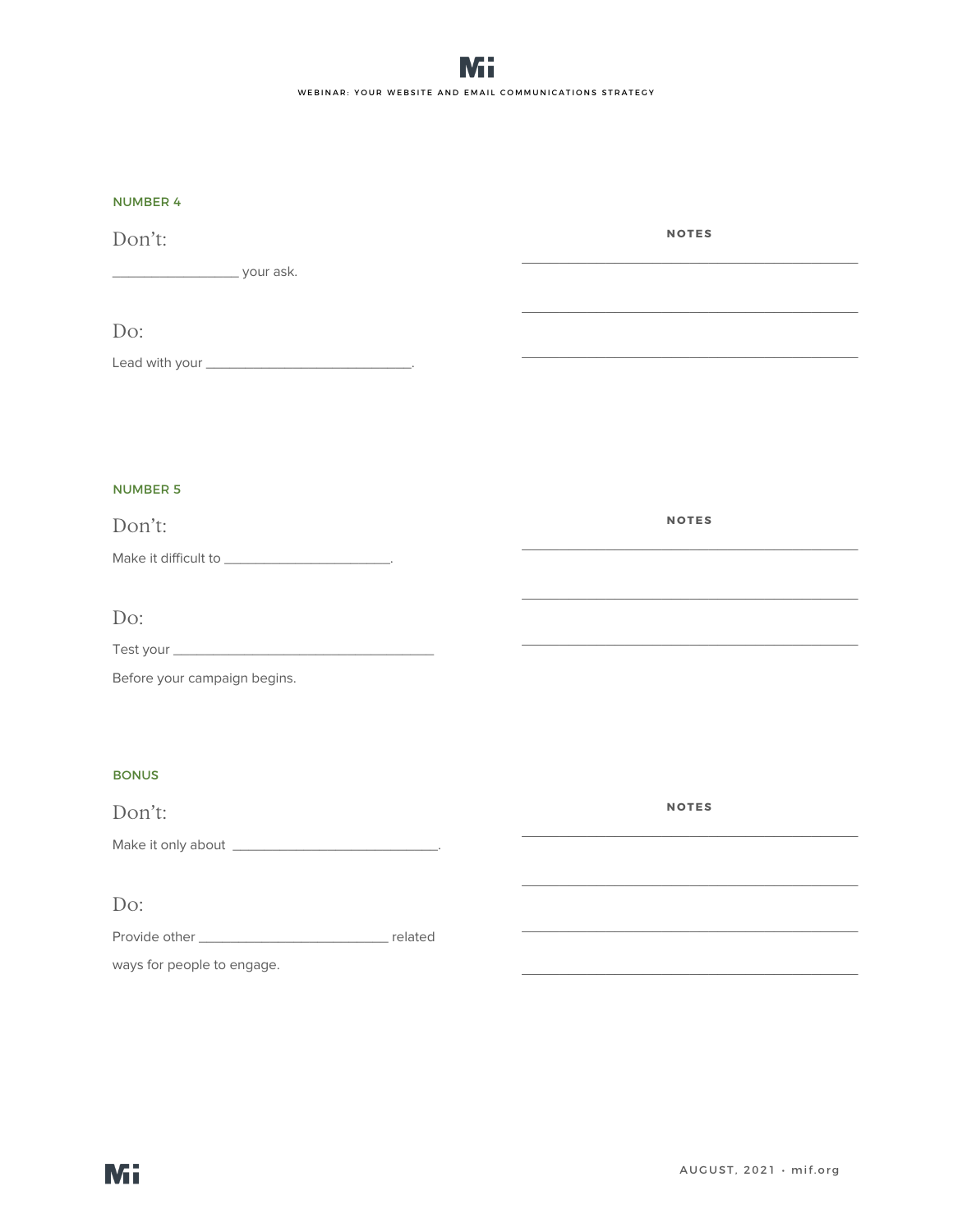## NUMBER 4

### Don't:

_________________ your ask.

### Do:

Lead with your ____________________________.

**NOTES**

________________________________________

________________________________________

________________________________________

## NUMBER 5

### Don't:

Make it difficult to _______________________.

### Do:

Test your ____________________________________

Before your campaign begins.

**NOTES**

________________________________________

________________________________________

________________________________________

## BONUS

### Don't:

Make it only about ____________________________.

### Do:

Provide other __________________________ related ways for people to engage.

**NOTES**

________________________________________

________________________________________

________________________________________

________________________________________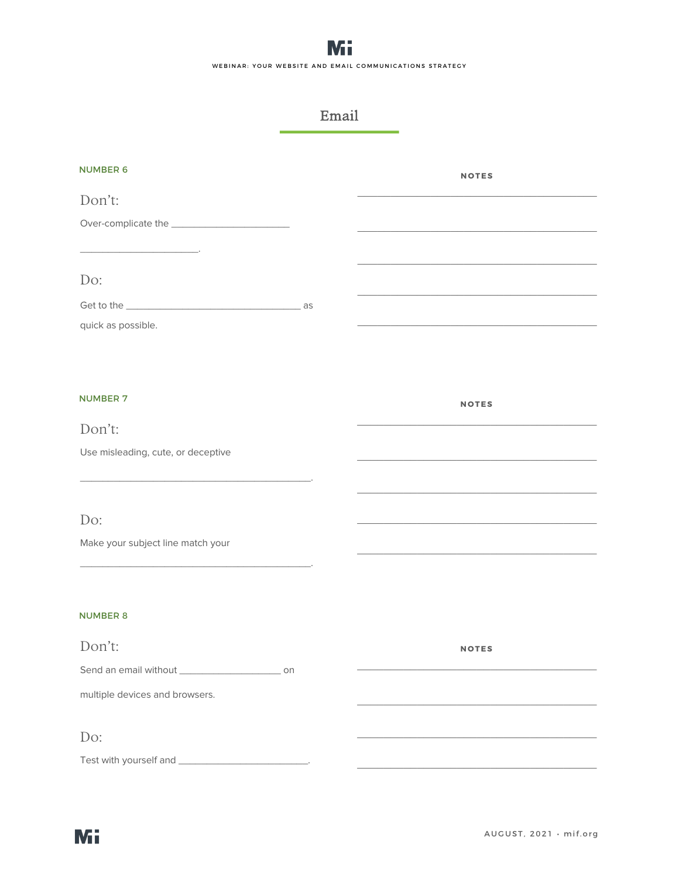# Email

## NUMBER 6

### Don't:

Over-complicate the ______________________

______________________.

### Do:

Get to the __________________________________ as quick as possible.

**NOTES**

______________________________________________

______________________________________________

______________________________________________

______________________________________________

______________________________________________

## NUMBER 7

### Don't:

Use misleading, cute, or deceptive

_____________________________________________.

### Do:

Make your subject line match your

_____________________________________________.

**NOTES**

______________________________________________

______________________________________________

______________________________________________

______________________________________________

______________________________________________

## NUMBER 8

### Don't:

Send an email without ____________________ on multiple devices and browsers.

### Do:

Test with yourself and _________________________.

**NOTES**

______________________________________________

______________________________________________

______________________________________________

______________________________________________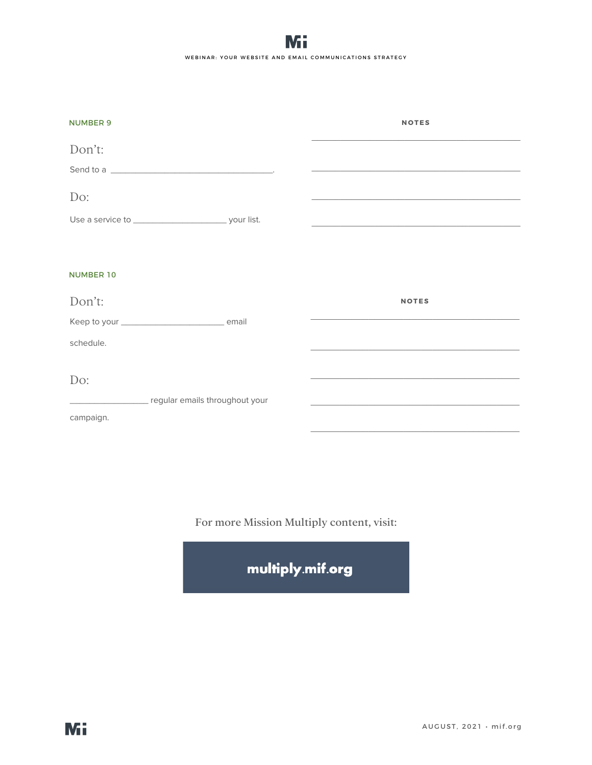## NUMBER 9

### Don't:

Send to a ______________________________.

### Do:

Use a service to ________________ your list.

**NOTES**

______________________________________

______________________________________

______________________________________

______________________________________

## NUMBER 10

### Don't:

Keep to your ___________________ email schedule.

### Do:

______________ regular emails throughout your campaign.

**NOTES**

______________________________________

______________________________________

______________________________________

______________________________________

______________________________________

For more Mission Multiply content, visit:

**multiply.mif.org**